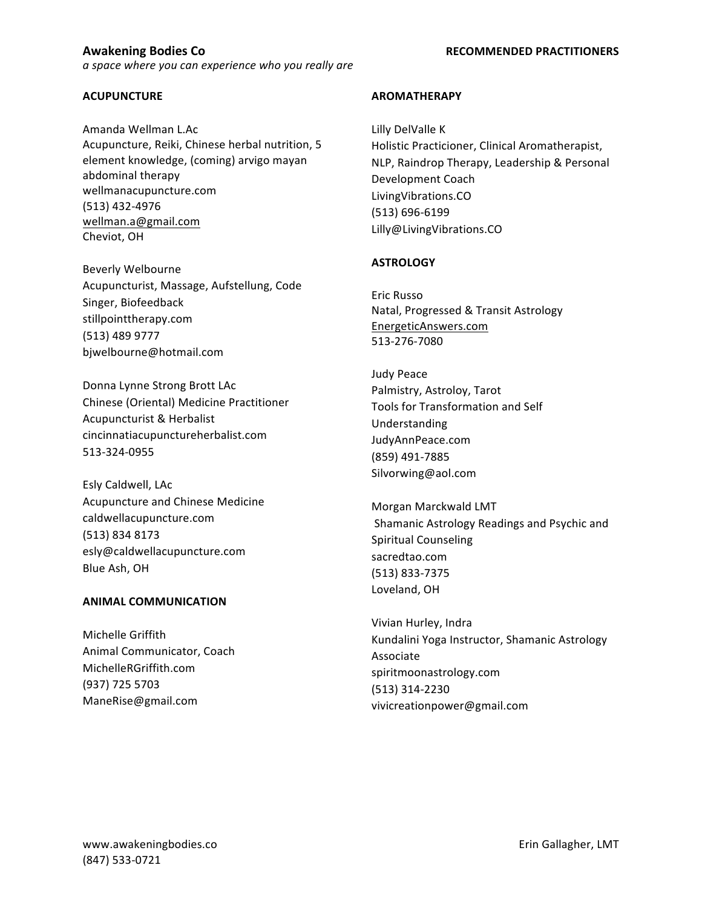**Awakening Bodies Co**

*a space where you can experience who you really are*

**RECOMMENDED PRACTITIONERS**

## ACUPUNCTURE

Amanda Wellman L.Ac
Acupuncture, Reiki, Chinese herbal nutrition, 5 element knowledge, (coming) arvigo mayan abdominal therapy
wellmanacupuncture.com
(513) 432-4976
wellman.a@gmail.com
Cheviot, OH

Beverly Welbourne
Acupuncturist, Massage, Aufstellung, Code Singer, Biofeedback
stillpointtherapy.com
(513) 489 9777
bjwelbourne@hotmail.com

Donna Lynne Strong Brott LAc
Chinese (Oriental) Medicine Practitioner
Acupuncturist & Herbalist
cincinnatiacupunctureherbalist.com
513-324-0955

Esly Caldwell, LAc
Acupuncture and Chinese Medicine
caldwellacupuncture.com
(513) 834 8173
esly@caldwellacupuncture.com
Blue Ash, OH

## ANIMAL COMMUNICATION

Michelle Griffith
Animal Communicator, Coach
MichelleRGriffith.com
(937) 725 5703
ManeRise@gmail.com

## AROMATHERAPY

Lilly DelValle K
Holistic Practicioner, Clinical Aromatherapist, NLP, Raindrop Therapy, Leadership & Personal Development Coach
LivingVibrations.CO
(513) 696-6199
Lilly@LivingVibrations.CO

## ASTROLOGY

Eric Russo
Natal, Progressed & Transit Astrology
EnergeticAnswers.com
513-276-7080

Judy Peace
Palmistry, Astroloy, Tarot
Tools for Transformation and Self Understanding
JudyAnnPeace.com
(859) 491-7885
Silvorwing@aol.com

Morgan Marckwald LMT
Shamanic Astrology Readings and Psychic and Spiritual Counseling
sacredtao.com
(513) 833-7375
Loveland, OH

Vivian Hurley, Indra
Kundalini Yoga Instructor, Shamanic Astrology Associate
spiritmoonastrology.com
(513) 314-2230
vivicreationpower@gmail.com

www.awakeningbodies.co
(847) 533-0721

Erin Gallagher, LMT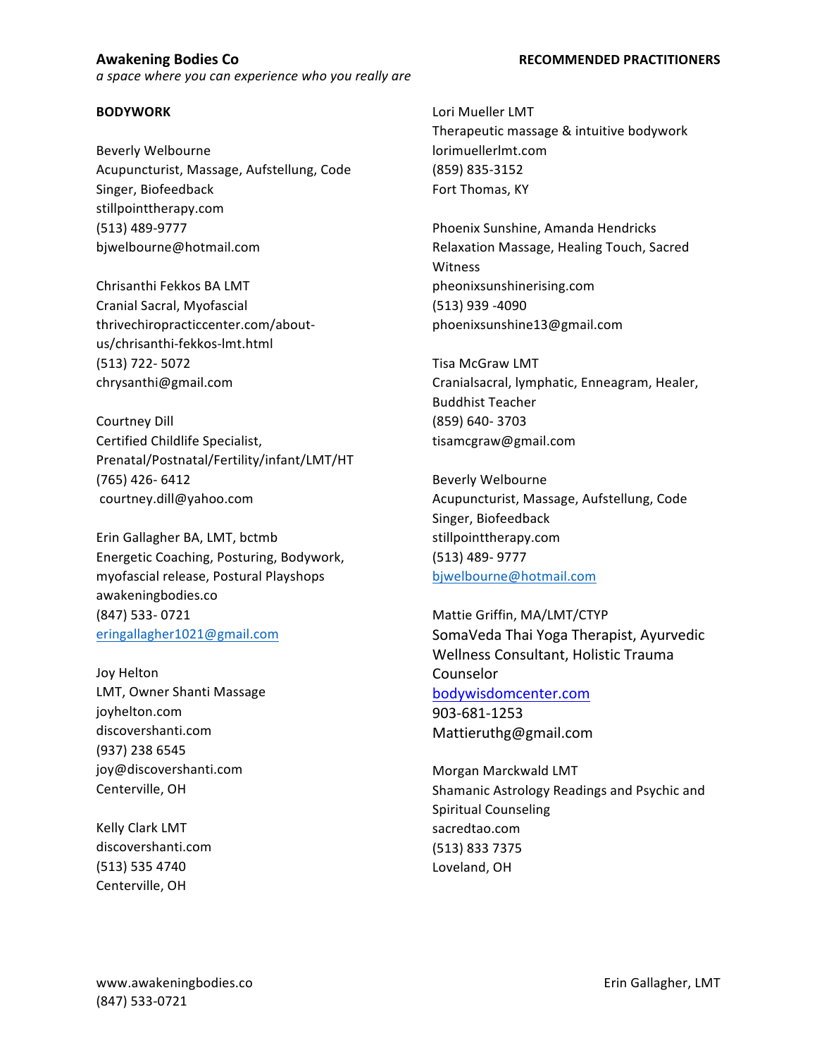**Awakening Bodies Co**
*a space where you can experience who you really are*

**RECOMMENDED PRACTITIONERS**

**BODYWORK**

Beverly Welbourne
Acupuncturist, Massage, Aufstellung, Code Singer, Biofeedback
stillpointtherapy.com
(513) 489-9777
bjwelbourne@hotmail.com

Chrisanthi Fekkos BA LMT
Cranial Sacral, Myofascial
thrivechiropracticcenter.com/about-us/chrisanthi-fekkos-lmt.html
(513) 722- 5072
chrysanthi@gmail.com

Courtney Dill
Certified Childlife Specialist, Prenatal/Postnatal/Fertility/infant/LMT/HT
(765) 426- 6412
courtney.dill@yahoo.com

Erin Gallagher BA, LMT, bctmb
Energetic Coaching, Posturing, Bodywork, myofascial release, Postural Playshops
awakeningbodies.co
(847) 533- 0721
eringallagher1021@gmail.com

Joy Helton
LMT, Owner Shanti Massage
joyhelton.com
discovershanti.com
(937) 238 6545
joy@discovershanti.com
Centerville, OH

Kelly Clark LMT
discovershanti.com
(513) 535 4740
Centerville, OH

Lori Mueller LMT
Therapeutic massage & intuitive bodywork
lorimuellerlmt.com
(859) 835-3152
Fort Thomas, KY

Phoenix Sunshine, Amanda Hendricks
Relaxation Massage, Healing Touch, Sacred Witness
pheonixsunshinerising.com
(513) 939 -4090
phoenixsunshine13@gmail.com

Tisa McGraw LMT
Cranialsacral, lymphatic, Enneagram, Healer, Buddhist Teacher
(859) 640- 3703
tisamcgraw@gmail.com

Beverly Welbourne
Acupuncturist, Massage, Aufstellung, Code Singer, Biofeedback
stillpointtherapy.com
(513) 489- 9777
bjwelbourne@hotmail.com

Mattie Griffin, MA/LMT/CTYP
SomaVeda Thai Yoga Therapist, Ayurvedic Wellness Consultant, Holistic Trauma Counselor
bodywisdomcenter.com
903-681-1253
Mattieruthg@gmail.com

Morgan Marckwald LMT
Shamanic Astrology Readings and Psychic and Spiritual Counseling
sacredtao.com
(513) 833 7375
Loveland, OH

www.awakeningbodies.co
(847) 533-0721

Erin Gallagher, LMT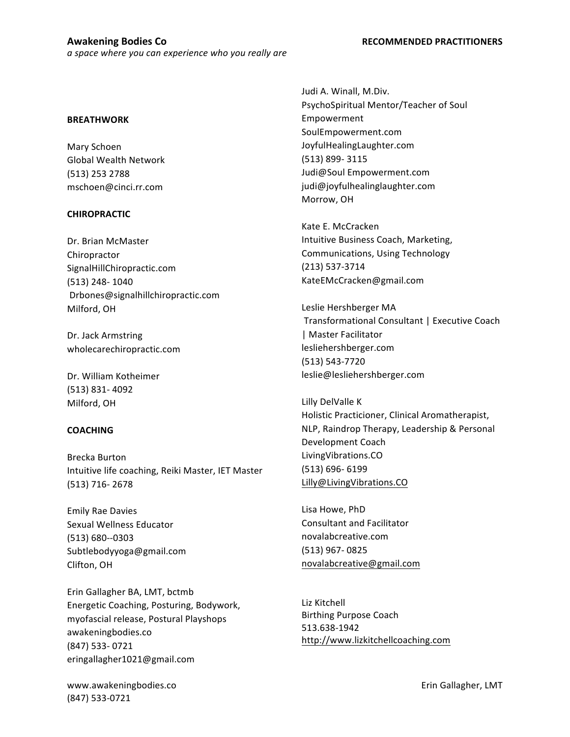## BREATHWORK

Mary Schoen
Global Wealth Network
(513) 253 2788
mschoen@cinci.rr.com

## CHIROPRACTIC

Dr. Brian McMaster
Chiropractor
SignalHillChiropractic.com
(513) 248- 1040
Drbones@signalhillchiropractic.com
Milford, OH

Dr. Jack Armstring
wholecarechiropractic.com

Dr. William Kotheimer
(513) 831- 4092
Milford, OH

## COACHING

Brecka Burton
Intuitive life coaching, Reiki Master, IET Master
(513) 716- 2678

Emily Rae Davies
Sexual Wellness Educator
(513) 680--0303
Subtlebodyyoga@gmail.com
Clifton, OH

Erin Gallagher BA, LMT, bctmb
Energetic Coaching, Posturing, Bodywork, myofascial release, Postural Playshops
awakeningbodies.co
(847) 533- 0721
eringallagher1021@gmail.com

Judi A. Winall, M.Div.
PsychoSpiritual Mentor/Teacher of Soul Empowerment
SoulEmpowerment.com
JoyfulHealingLaughter.com
(513) 899- 3115
Judi@Soul Empowerment.com
judi@joyfulhealinglaughter.com
Morrow, OH

Kate E. McCracken
Intuitive Business Coach, Marketing, Communications, Using Technology
(213) 537-3714
KateEMcCracken@gmail.com

Leslie Hershberger MA
Transformational Consultant | Executive Coach | Master Facilitator
lesliehershberger.com
(513) 543-7720
leslie@lesliehershberger.com

Lilly DelValle K
Holistic Practicioner, Clinical Aromatherapist, NLP, Raindrop Therapy, Leadership & Personal Development Coach
LivingVibrations.CO
(513) 696- 6199
Lilly@LivingVibrations.CO

Lisa Howe, PhD
Consultant and Facilitator
novalabcreative.com
(513) 967- 0825
novalabcreative@gmail.com

Liz Kitchell
Birthing Purpose Coach
513.638-1942
http://www.lizkitchellcoaching.com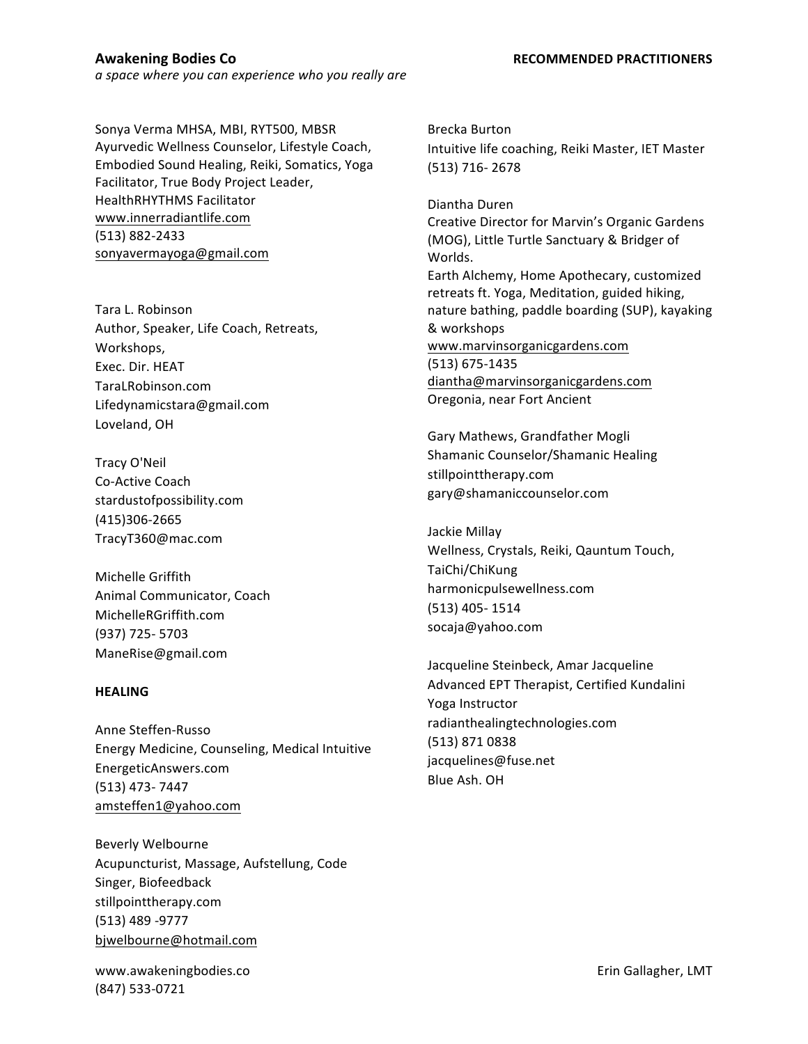Sonya Verma MHSA, MBI, RYT500, MBSR
Ayurvedic Wellness Counselor, Lifestyle Coach, Embodied Sound Healing, Reiki, Somatics, Yoga Facilitator, True Body Project Leader, HealthRHYTHMS Facilitator
www.innerradiantlife.com
(513) 882-2433
sonyavermayoga@gmail.com

Tara L. Robinson
Author, Speaker, Life Coach, Retreats, Workshops,
Exec. Dir. HEAT
TaraLRobinson.com
Lifedynamicstara@gmail.com
Loveland, OH

Tracy O'Neil
Co-Active Coach
stardustofpossibility.com
(415)306-2665
TracyT360@mac.com

Michelle Griffith
Animal Communicator, Coach
MichelleRGriffith.com
(937) 725- 5703
ManeRise@gmail.com

**HEALING**

Anne Steffen-Russo
Energy Medicine, Counseling, Medical Intuitive
EnergeticAnswers.com
(513) 473- 7447
amsteffen1@yahoo.com

Beverly Welbourne
Acupuncturist, Massage, Aufstellung, Code Singer, Biofeedback
stillpointtherapy.com
(513) 489 -9777
bjwelbourne@hotmail.com

Brecka Burton
Intuitive life coaching, Reiki Master, IET Master
(513) 716- 2678

Diantha Duren
Creative Director for Marvin's Organic Gardens (MOG), Little Turtle Sanctuary & Bridger of Worlds.
Earth Alchemy, Home Apothecary, customized retreats ft. Yoga, Meditation, guided hiking, nature bathing, paddle boarding (SUP), kayaking & workshops
www.marvinsorganicgardens.com
(513) 675-1435
diantha@marvinsorganicgardens.com
Oregonia, near Fort Ancient

Gary Mathews, Grandfather Mogli
Shamanic Counselor/Shamanic Healing
stillpointtherapy.com
gary@shamaniccounselor.com

Jackie Millay
Wellness, Crystals, Reiki, Qauntum Touch, TaiChi/ChiKung
harmonicpulsewellness.com
(513) 405- 1514
socaja@yahoo.com

Jacqueline Steinbeck, Amar Jacqueline
Advanced EPT Therapist, Certified Kundalini Yoga Instructor
radianthealingtechnologies.com
(513) 871 0838
jacquelines@fuse.net
Blue Ash. OH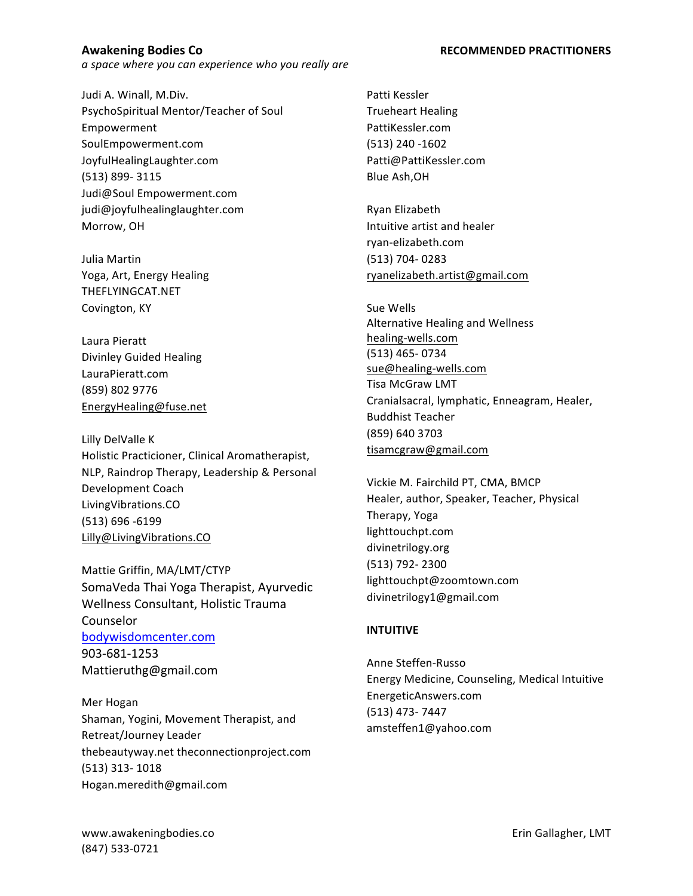**Awakening Bodies Co** **RECOMMENDED PRACTITIONERS**

*a space where you can experience who you really are*

Judi A. Winall, M.Div.
PsychoSpiritual Mentor/Teacher of Soul Empowerment
SoulEmpowerment.com
JoyfulHealingLaughter.com
(513) 899- 3115
Judi@Soul Empowerment.com
judi@joyfulhealinglaughter.com
Morrow, OH

Julia Martin
Yoga, Art, Energy Healing
THEFLYINGCAT.NET
Covington, KY

Laura Pieratt
Divinley Guided Healing
LauraPieratt.com
(859) 802 9776
EnergyHealing@fuse.net

Lilly DelValle K
Holistic Practicioner, Clinical Aromatherapist, NLP, Raindrop Therapy, Leadership & Personal Development Coach
LivingVibrations.CO
(513) 696 -6199
Lilly@LivingVibrations.CO

Mattie Griffin, MA/LMT/CTYP
SomaVeda Thai Yoga Therapist, Ayurvedic Wellness Consultant, Holistic Trauma Counselor
bodywisdomcenter.com
903-681-1253
Mattieruthg@gmail.com

Mer Hogan
Shaman, Yogini, Movement Therapist, and Retreat/Journey Leader
thebeautyway.net theconnectionproject.com
(513) 313- 1018
Hogan.meredith@gmail.com

Patti Kessler
Trueheart Healing
PattiKessler.com
(513) 240 -1602
Patti@PattiKessler.com
Blue Ash,OH

Ryan Elizabeth
Intuitive artist and healer
ryan-elizabeth.com
(513) 704- 0283
ryanelizabeth.artist@gmail.com

Sue Wells
Alternative Healing and Wellness
healing-wells.com
(513) 465- 0734
sue@healing-wells.com

Tisa McGraw LMT
Cranialsacral, lymphatic, Enneagram, Healer, Buddhist Teacher
(859) 640 3703
tisamcgraw@gmail.com

Vickie M. Fairchild PT, CMA, BMCP
Healer, author, Speaker, Teacher, Physical Therapy, Yoga
lighttouchpt.com
divinetrilogy.org
(513) 792- 2300
lighttouchpt@zoomtown.com
divinetrilogy1@gmail.com

**INTUITIVE**

Anne Steffen-Russo
Energy Medicine, Counseling, Medical Intuitive
EnergeticAnswers.com
(513) 473- 7447
amsteffen1@yahoo.com

www.awakeningbodies.co
(847) 533-0721
Erin Gallagher, LMT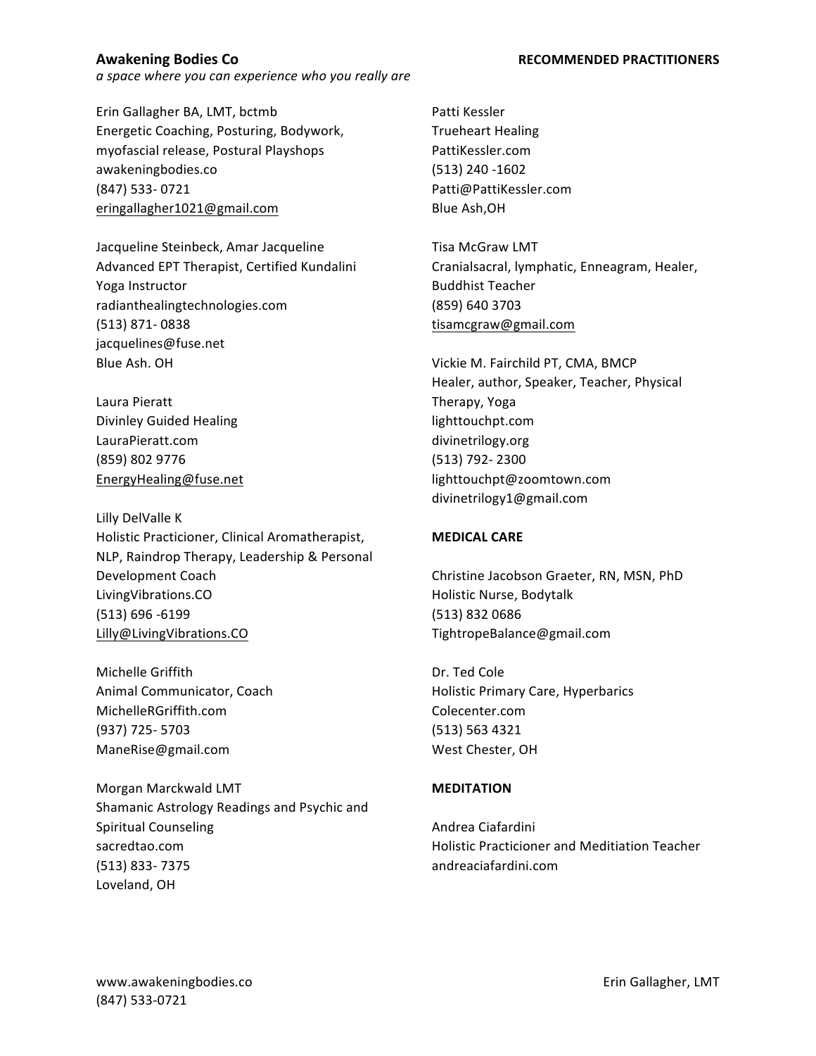**Awakening Bodies Co**
*a space where you can experience who you really are*

**RECOMMENDED PRACTITIONERS**

Erin Gallagher BA, LMT, bctmb
Energetic Coaching, Posturing, Bodywork, myofascial release, Postural Playshops
awakeningbodies.co
(847) 533- 0721
eringallagher1021@gmail.com

Jacqueline Steinbeck, Amar Jacqueline
Advanced EPT Therapist, Certified Kundalini Yoga Instructor
radianthealingtechnologies.com
(513) 871- 0838
jacquelines@fuse.net
Blue Ash. OH

Laura Pieratt
Divinley Guided Healing
LauraPieratt.com
(859) 802 9776
EnergyHealing@fuse.net

Lilly DelValle K
Holistic Practicioner, Clinical Aromatherapist, NLP, Raindrop Therapy, Leadership & Personal Development Coach
LivingVibrations.CO
(513) 696 -6199
Lilly@LivingVibrations.CO

Michelle Griffith
Animal Communicator, Coach
MichelleRGriffith.com
(937) 725- 5703
ManeRise@gmail.com

Morgan Marckwald LMT
Shamanic Astrology Readings and Psychic and Spiritual Counseling
sacredtao.com
(513) 833- 7375
Loveland, OH

Patti Kessler
Trueheart Healing
PattiKessler.com
(513) 240 -1602
Patti@PattiKessler.com
Blue Ash,OH

Tisa McGraw LMT
Cranialsacral, lymphatic, Enneagram, Healer, Buddhist Teacher
(859) 640 3703
tisamcgraw@gmail.com

Vickie M. Fairchild PT, CMA, BMCP
Healer, author, Speaker, Teacher, Physical Therapy, Yoga
lighttouchpt.com
divinetrilogy.org
(513) 792- 2300
lighttouchpt@zoomtown.com
divinetrilogy1@gmail.com

**MEDICAL CARE**

Christine Jacobson Graeter, RN, MSN, PhD
Holistic Nurse, Bodytalk
(513) 832 0686
TightropeBalance@gmail.com

Dr. Ted Cole
Holistic Primary Care, Hyperbarics
Colecenter.com
(513) 563 4321
West Chester, OH

**MEDITATION**

Andrea Ciafardini
Holistic Practicioner and Meditiation Teacher
andreaciafardini.com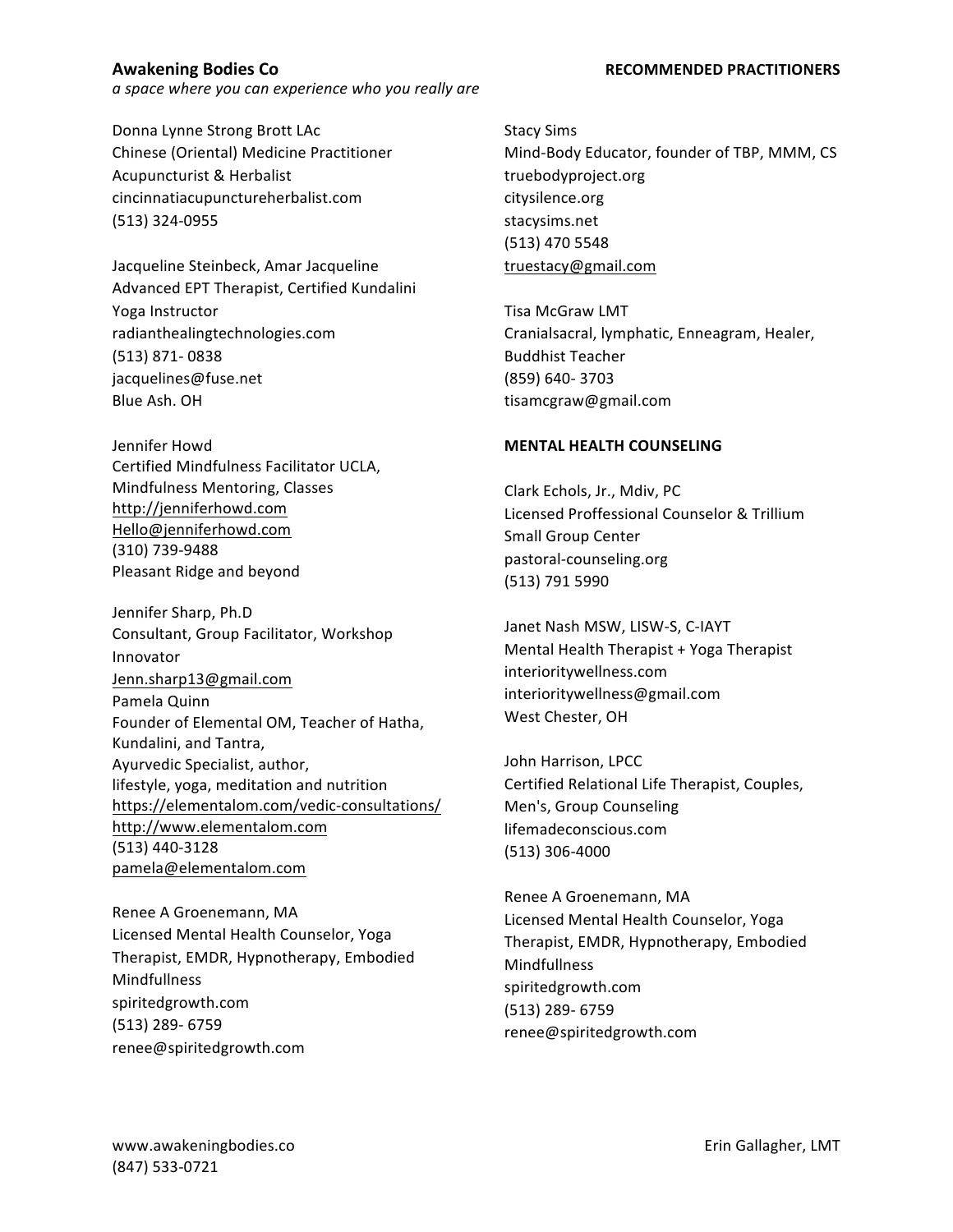**Awakening Bodies Co** **RECOMMENDED PRACTITIONERS**

*a space where you can experience who you really are*

Donna Lynne Strong Brott LAc
Chinese (Oriental) Medicine Practitioner
Acupuncturist & Herbalist
cincinnatiacupunctureherbalist.com
(513) 324-0955

Jacqueline Steinbeck, Amar Jacqueline
Advanced EPT Therapist, Certified Kundalini Yoga Instructor
radianthealingtechnologies.com
(513) 871- 0838
jacquelines@fuse.net
Blue Ash. OH

Jennifer Howd
Certified Mindfulness Facilitator UCLA,
Mindfulness Mentoring, Classes
http://jenniferhowd.com
Hello@jenniferhowd.com
(310) 739-9488
Pleasant Ridge and beyond

Jennifer Sharp, Ph.D
Consultant, Group Facilitator, Workshop Innovator
Jenn.sharp13@gmail.com

Pamela Quinn
Founder of Elemental OM, Teacher of Hatha, Kundalini, and Tantra,
Ayurvedic Specialist, author,
lifestyle, yoga, meditation and nutrition
https://elementalom.com/vedic-consultations/
http://www.elementalom.com
(513) 440-3128
pamela@elementalom.com

Renee A Groenemann, MA
Licensed Mental Health Counselor, Yoga Therapist, EMDR, Hypnotherapy, Embodied Mindfullness
spiritedgrowth.com
(513) 289- 6759
renee@spiritedgrowth.com

Stacy Sims
Mind-Body Educator, founder of TBP, MMM, CS
truebodyproject.org
citysilence.org
stacysims.net
(513) 470 5548
truestacy@gmail.com

Tisa McGraw LMT
Cranialsacral, lymphatic, Enneagram, Healer, Buddhist Teacher
(859) 640- 3703
tisamcgraw@gmail.com

**MENTAL HEALTH COUNSELING**

Clark Echols, Jr., Mdiv, PC
Licensed Proffessional Counselor & Trillium Small Group Center
pastoral-counseling.org
(513) 791 5990

Janet Nash MSW, LISW-S, C-IAYT
Mental Health Therapist + Yoga Therapist
interioritywellness.com
interioritywellness@gmail.com
West Chester, OH

John Harrison, LPCC
Certified Relational Life Therapist, Couples, Men's, Group Counseling
lifemadeconscious.com
(513) 306-4000

Renee A Groenemann, MA
Licensed Mental Health Counselor, Yoga Therapist, EMDR, Hypnotherapy, Embodied Mindfullness
spiritedgrowth.com
(513) 289- 6759
renee@spiritedgrowth.com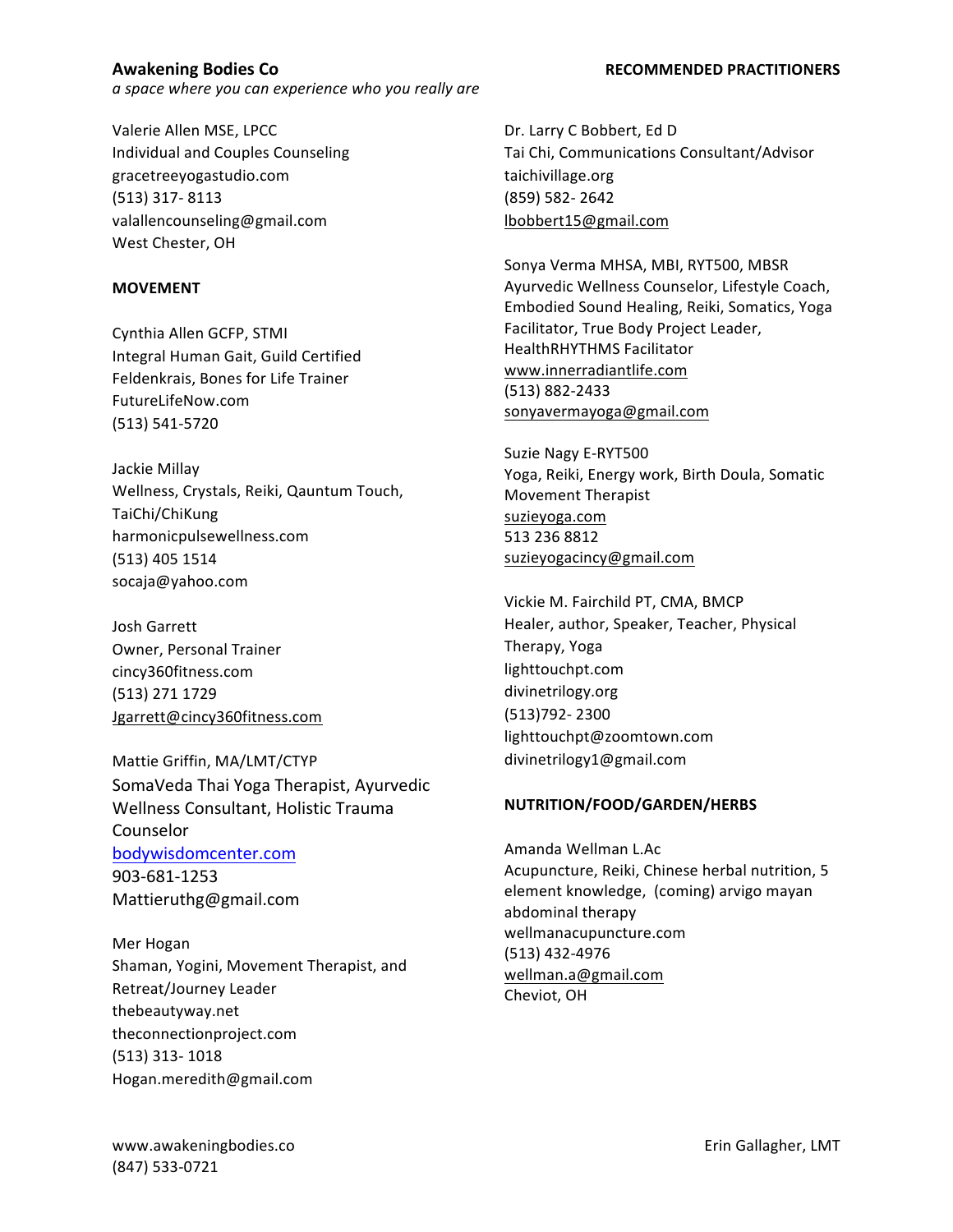**Awakening Bodies Co** **RECOMMENDED PRACTITIONERS**

*a space where you can experience who you really are*

Valerie Allen MSE, LPCC
Individual and Couples Counseling
gracetreeyogastudio.com
(513) 317- 8113
valallencounseling@gmail.com
West Chester, OH

**MOVEMENT**

Cynthia Allen GCFP, STMI
Integral Human Gait, Guild Certified Feldenkrais, Bones for Life Trainer
FutureLifeNow.com
(513) 541-5720

Jackie Millay
Wellness, Crystals, Reiki, Qauntum Touch, TaiChi/ChiKung
harmonicpulsewellness.com
(513) 405 1514
socaja@yahoo.com

Josh Garrett
Owner, Personal Trainer
cincy360fitness.com
(513) 271 1729
Jgarrett@cincy360fitness.com

Mattie Griffin, MA/LMT/CTYP
SomaVeda Thai Yoga Therapist, Ayurvedic Wellness Consultant, Holistic Trauma Counselor
bodywisdomcenter.com
903-681-1253
Mattieruthg@gmail.com

Mer Hogan
Shaman, Yogini, Movement Therapist, and Retreat/Journey Leader
thebeautyway.net
theconnectionproject.com
(513) 313- 1018
Hogan.meredith@gmail.com

Dr. Larry C Bobbert, Ed D
Tai Chi, Communications Consultant/Advisor
taichivillage.org
(859) 582- 2642
lbobbert15@gmail.com

Sonya Verma MHSA, MBI, RYT500, MBSR
Ayurvedic Wellness Counselor, Lifestyle Coach, Embodied Sound Healing, Reiki, Somatics, Yoga Facilitator, True Body Project Leader, HealthRHYTHMS Facilitator
www.innerradiantlife.com
(513) 882-2433
sonyavermayoga@gmail.com

Suzie Nagy E-RYT500
Yoga, Reiki, Energy work, Birth Doula, Somatic Movement Therapist
suzieyoga.com
513 236 8812
suzieyogacincy@gmail.com

Vickie M. Fairchild PT, CMA, BMCP
Healer, author, Speaker, Teacher, Physical Therapy, Yoga
lighttouchpt.com
divinetrilogy.org
(513)792- 2300
lighttouchpt@zoomtown.com
divinetrilogy1@gmail.com

**NUTRITION/FOOD/GARDEN/HERBS**

Amanda Wellman L.Ac
Acupuncture, Reiki, Chinese herbal nutrition, 5 element knowledge, (coming) arvigo mayan abdominal therapy
wellmanacupuncture.com
(513) 432-4976
wellman.a@gmail.com
Cheviot, OH

www.awakeningbodies.co
(847) 533-0721

Erin Gallagher, LMT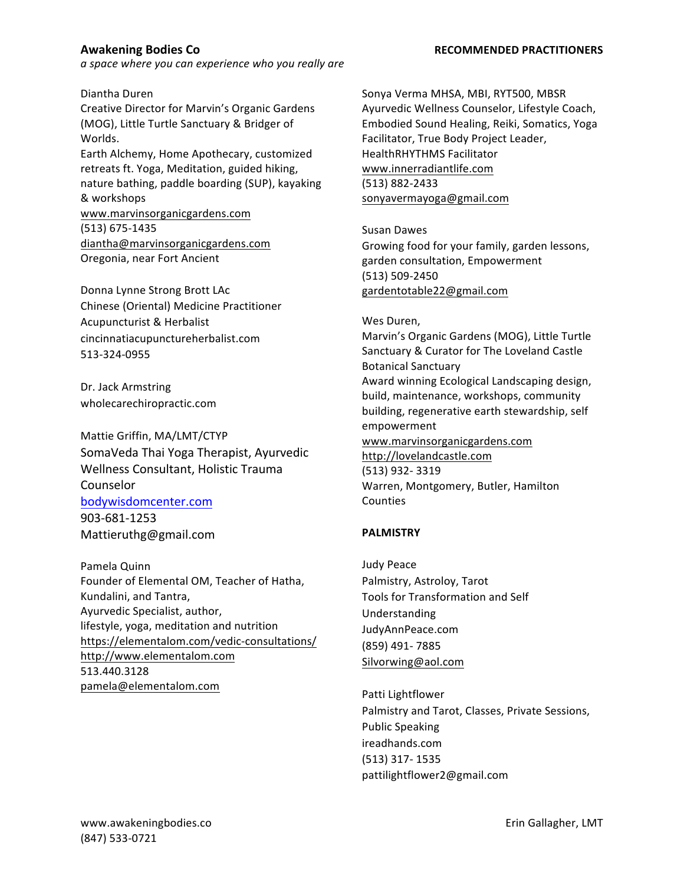Diantha Duren
Creative Director for Marvin's Organic Gardens (MOG), Little Turtle Sanctuary & Bridger of Worlds.
Earth Alchemy, Home Apothecary, customized retreats ft. Yoga, Meditation, guided hiking, nature bathing, paddle boarding (SUP), kayaking & workshops
www.marvinsorganicgardens.com
(513) 675-1435
diantha@marvinsorganicgardens.com
Oregonia, near Fort Ancient

Donna Lynne Strong Brott LAc
Chinese (Oriental) Medicine Practitioner
Acupuncturist & Herbalist
cincinnatiacupunctureherbalist.com
513-324-0955

Dr. Jack Armstring
wholecarechiropractic.com

Mattie Griffin, MA/LMT/CTYP
SomaVeda Thai Yoga Therapist, Ayurvedic Wellness Consultant, Holistic Trauma Counselor
bodywisdomcenter.com
903-681-1253
Mattieruthg@gmail.com

Pamela Quinn
Founder of Elemental OM, Teacher of Hatha, Kundalini, and Tantra,
Ayurvedic Specialist, author,
lifestyle, yoga, meditation and nutrition
https://elementalom.com/vedic-consultations/
http://www.elementalom.com
513.440.3128
pamela@elementalom.com

Sonya Verma MHSA, MBI, RYT500, MBSR
Ayurvedic Wellness Counselor, Lifestyle Coach, Embodied Sound Healing, Reiki, Somatics, Yoga Facilitator, True Body Project Leader, HealthRHYTHMS Facilitator
www.innerradiantlife.com
(513) 882-2433
sonyavermayoga@gmail.com

Susan Dawes
Growing food for your family, garden lessons, garden consultation, Empowerment
(513) 509-2450
gardentotable22@gmail.com

Wes Duren,
Marvin's Organic Gardens (MOG), Little Turtle Sanctuary & Curator for The Loveland Castle Botanical Sanctuary
Award winning Ecological Landscaping design, build, maintenance, workshops, community building, regenerative earth stewardship, self empowerment
www.marvinsorganicgardens.com
http://lovelandcastle.com
(513) 932- 3319
Warren, Montgomery, Butler, Hamilton Counties

**PALMISTRY**

Judy Peace
Palmistry, Astroloy, Tarot
Tools for Transformation and Self Understanding
JudyAnnPeace.com
(859) 491- 7885
Silvorwing@aol.com

Patti Lightflower
Palmistry and Tarot, Classes, Private Sessions, Public Speaking
ireadhands.com
(513) 317- 1535
pattilightflower2@gmail.com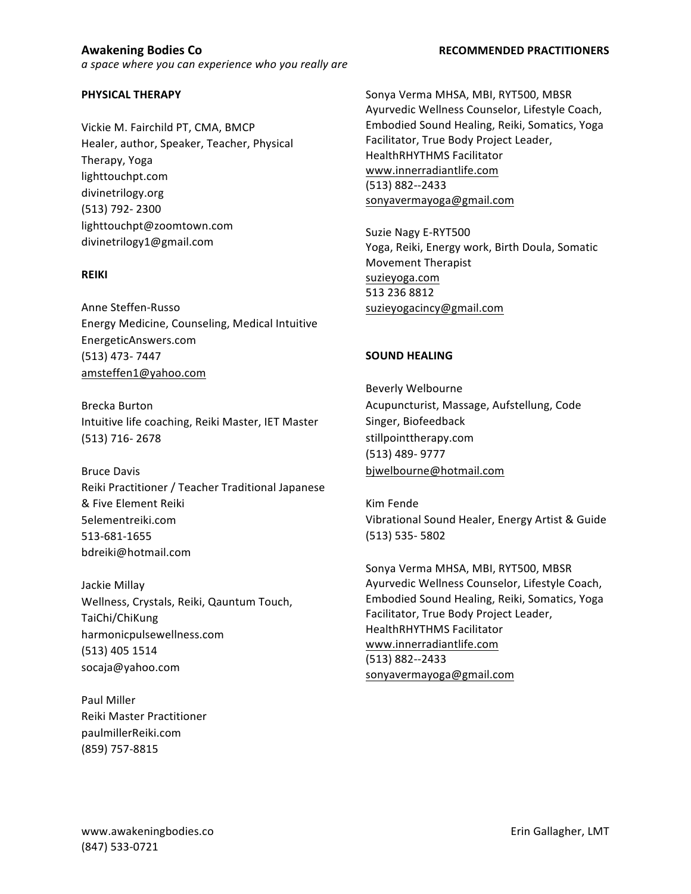**Awakening Bodies Co**

*a space where you can experience who you really are*

**RECOMMENDED PRACTITIONERS**

**PHYSICAL THERAPY**

Vickie M. Fairchild PT, CMA, BMCP
Healer, author, Speaker, Teacher, Physical Therapy, Yoga
lighttouchpt.com
divinetrilogy.org
(513) 792- 2300
lighttouchpt@zoomtown.com
divinetrilogy1@gmail.com

**REIKI**

Anne Steffen-Russo
Energy Medicine, Counseling, Medical Intuitive
EnergeticAnswers.com
(513) 473- 7447
amsteffen1@yahoo.com

Brecka Burton
Intuitive life coaching, Reiki Master, IET Master
(513) 716- 2678

Bruce Davis
Reiki Practitioner / Teacher Traditional Japanese & Five Element Reiki
5elementreiki.com
513-681-1655
bdreiki@hotmail.com

Jackie Millay
Wellness, Crystals, Reiki, Qauntum Touch, TaiChi/ChiKung
harmonicpulsewellness.com
(513) 405 1514
socaja@yahoo.com

Paul Miller
Reiki Master Practitioner
paulmillerReiki.com
(859) 757-8815

Sonya Verma MHSA, MBI, RYT500, MBSR
Ayurvedic Wellness Counselor, Lifestyle Coach, Embodied Sound Healing, Reiki, Somatics, Yoga Facilitator, True Body Project Leader, HealthRHYTHMS Facilitator
www.innerradiantlife.com
(513) 882--2433
sonyavermayoga@gmail.com

Suzie Nagy E-RYT500
Yoga, Reiki, Energy work, Birth Doula, Somatic Movement Therapist
suzieyoga.com
513 236 8812
suzieyogacincy@gmail.com

**SOUND HEALING**

Beverly Welbourne
Acupuncturist, Massage, Aufstellung, Code Singer, Biofeedback
stillpointtherapy.com
(513) 489- 9777
bjwelbourne@hotmail.com

Kim Fende
Vibrational Sound Healer, Energy Artist & Guide
(513) 535- 5802

Sonya Verma MHSA, MBI, RYT500, MBSR
Ayurvedic Wellness Counselor, Lifestyle Coach, Embodied Sound Healing, Reiki, Somatics, Yoga Facilitator, True Body Project Leader, HealthRHYTHMS Facilitator
www.innerradiantlife.com
(513) 882--2433
sonyavermayoga@gmail.com

www.awakeningbodies.co
(847) 533-0721

Erin Gallagher, LMT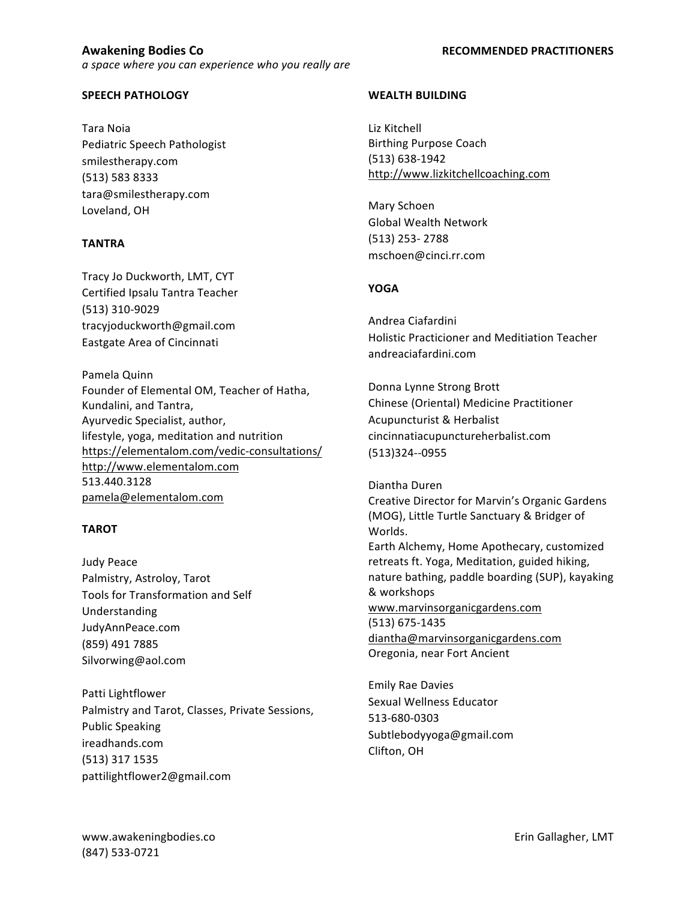**Awakening Bodies Co**

*a space where you can experience who you really are*

**RECOMMENDED PRACTITIONERS**

## SPEECH PATHOLOGY

Tara Noia
Pediatric Speech Pathologist
smilestherapy.com
(513) 583 8333
tara@smilestherapy.com
Loveland, OH

## TANTRA

Tracy Jo Duckworth, LMT, CYT
Certified Ipsalu Tantra Teacher
(513) 310-9029
tracyjoduckworth@gmail.com
Eastgate Area of Cincinnati

Pamela Quinn
Founder of Elemental OM, Teacher of Hatha, Kundalini, and Tantra,
Ayurvedic Specialist, author,
lifestyle, yoga, meditation and nutrition
https://elementalom.com/vedic-consultations/
http://www.elementalom.com
513.440.3128
pamela@elementalom.com

## TAROT

Judy Peace
Palmistry, Astroloy, Tarot
Tools for Transformation and Self Understanding
JudyAnnPeace.com
(859) 491 7885
Silvorwing@aol.com

Patti Lightflower
Palmistry and Tarot, Classes, Private Sessions, Public Speaking
ireadhands.com
(513) 317 1535
pattilightflower2@gmail.com

## WEALTH BUILDING

Liz Kitchell
Birthing Purpose Coach
(513) 638-1942
http://www.lizkitchellcoaching.com

Mary Schoen
Global Wealth Network
(513) 253- 2788
mschoen@cinci.rr.com

## YOGA

Andrea Ciafardini
Holistic Practicioner and Meditiation Teacher
andreaciafardini.com

Donna Lynne Strong Brott
Chinese (Oriental) Medicine Practitioner
Acupuncturist & Herbalist
cincinnatiacupunctureherbalist.com
(513)324--0955

Diantha Duren
Creative Director for Marvin's Organic Gardens (MOG), Little Turtle Sanctuary & Bridger of Worlds.
Earth Alchemy, Home Apothecary, customized retreats ft. Yoga, Meditation, guided hiking, nature bathing, paddle boarding (SUP), kayaking & workshops
www.marvinsorganicgardens.com
(513) 675-1435
diantha@marvinsorganicgardens.com
Oregonia, near Fort Ancient

Emily Rae Davies
Sexual Wellness Educator
513-680-0303
Subtlebodyyoga@gmail.com
Clifton, OH

www.awakeningbodies.co
(847) 533-0721

Erin Gallagher, LMT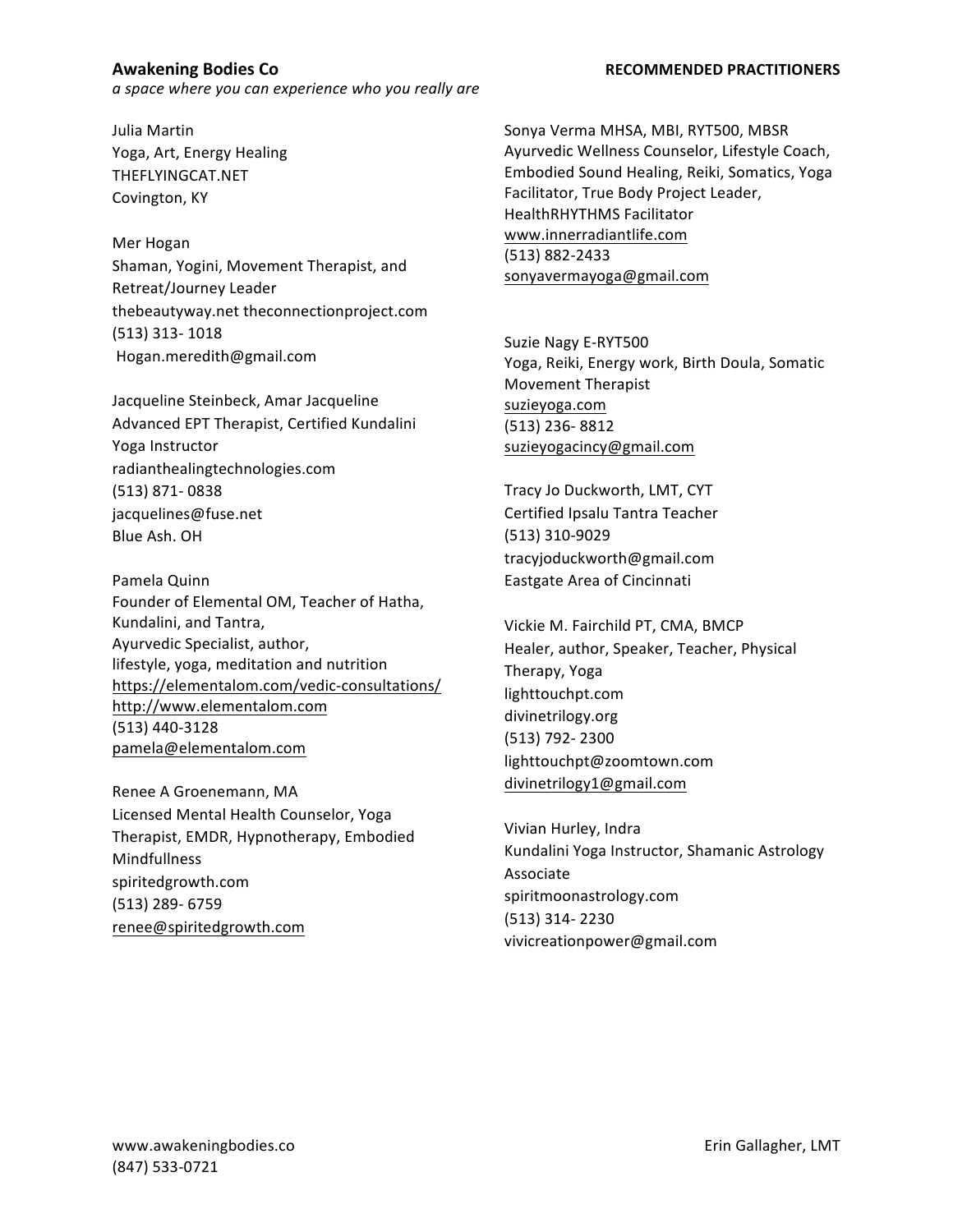**Awakening Bodies Co**
*a space where you can experience who you really are*

**RECOMMENDED PRACTITIONERS**

Julia Martin
Yoga, Art, Energy Healing
THEFLYINGCAT.NET
Covington, KY

Mer Hogan
Shaman, Yogini, Movement Therapist, and Retreat/Journey Leader
thebeautyway.net theconnectionproject.com
(513) 313- 1018
Hogan.meredith@gmail.com

Jacqueline Steinbeck, Amar Jacqueline
Advanced EPT Therapist, Certified Kundalini Yoga Instructor
radianthealingtechnologies.com
(513) 871- 0838
jacquelines@fuse.net
Blue Ash. OH

Pamela Quinn
Founder of Elemental OM, Teacher of Hatha, Kundalini, and Tantra,
Ayurvedic Specialist, author,
lifestyle, yoga, meditation and nutrition
https://elementalom.com/vedic-consultations/
http://www.elementalom.com
(513) 440-3128
pamela@elementalom.com

Renee A Groenemann, MA
Licensed Mental Health Counselor, Yoga Therapist, EMDR, Hypnotherapy, Embodied Mindfullness
spiritedgrowth.com
(513) 289- 6759
renee@spiritedgrowth.com

Sonya Verma MHSA, MBI, RYT500, MBSR
Ayurvedic Wellness Counselor, Lifestyle Coach, Embodied Sound Healing, Reiki, Somatics, Yoga Facilitator, True Body Project Leader, HealthRHYTHMS Facilitator
www.innerradiantlife.com
(513) 882-2433
sonyavermayoga@gmail.com

Suzie Nagy E-RYT500
Yoga, Reiki, Energy work, Birth Doula, Somatic Movement Therapist
suzieyoga.com
(513) 236- 8812
suzieyogacincy@gmail.com

Tracy Jo Duckworth, LMT, CYT
Certified Ipsalu Tantra Teacher
(513) 310-9029
tracyjoduckworth@gmail.com
Eastgate Area of Cincinnati

Vickie M. Fairchild PT, CMA, BMCP
Healer, author, Speaker, Teacher, Physical Therapy, Yoga
lighttouchpt.com
divinetrilogy.org
(513) 792- 2300
lighttouchpt@zoomtown.com
divinetrilogy1@gmail.com

Vivian Hurley, Indra
Kundalini Yoga Instructor, Shamanic Astrology Associate
spiritmoonastrology.com
(513) 314- 2230
vivicreationpower@gmail.com

www.awakeningbodies.co
(847) 533-0721

Erin Gallagher, LMT